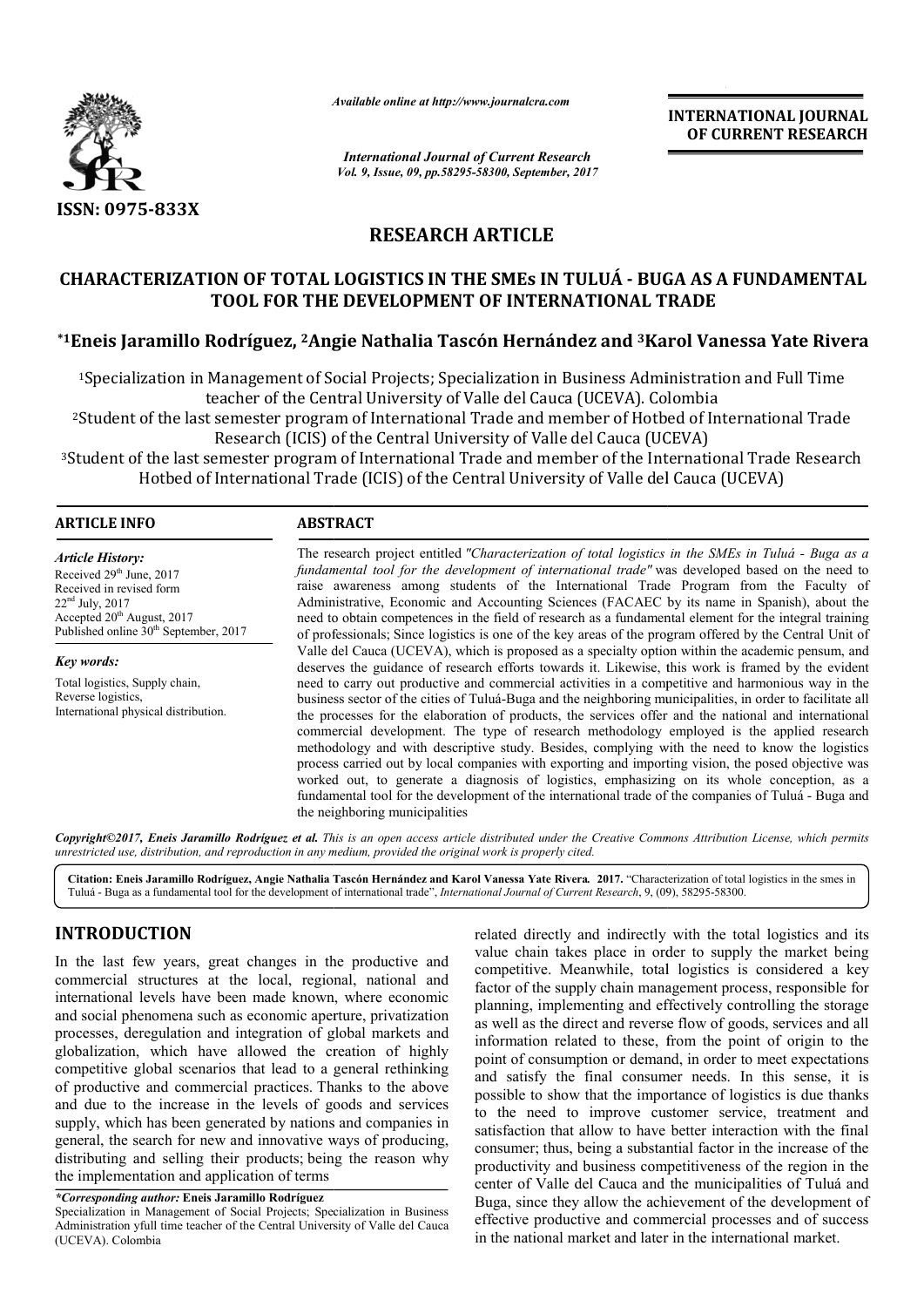**ISSN: 0975-833X**

*Available online at http://www.journalcra.com*

*International Journal of Current Research*
*Vol. 9, Issue, 09, pp.58295-58300, September, 2017*

**INTERNATIONAL JOURNAL OF CURRENT RESEARCH**

# RESEARCH ARTICLE

## CHARACTERIZATION OF TOTAL LOGISTICS IN THE SMEs IN TULUÁ - BUGA AS A FUNDAMENTAL TOOL FOR THE DEVELOPMENT OF INTERNATIONAL TRADE

**\*[1]Eneis Jaramillo Rodríguez, [2]Angie Nathalia Tascón Hernández and [3]Karol Vanessa Yate Rivera**

[1]Specialization in Management of Social Projects; Specialization in Business Administration and Full Time teacher of the Central University of Valle del Cauca (UCEVA). Colombia

[2]Student of the last semester program of International Trade and member of Hotbed of International Trade Research (ICIS) of the Central University of Valle del Cauca (UCEVA)

[3]Student of the last semester program of International Trade and member of the International Trade Research Hotbed of International Trade (ICIS) of the Central University of Valle del Cauca (UCEVA)

### ARTICLE INFO

*Article History:*

Received 29th June, 2017
Received in revised form
22nd July, 2017
Accepted 20th August, 2017
Published online 30th September, 2017

*Key words:*

Total logistics, Supply chain, Reverse logistics, International physical distribution.

### ABSTRACT

The research project entitled *"Characterization of total logistics in the SMEs in Tuluá - Buga as a fundamental tool for the development of international trade"* was developed based on the need to raise awareness among students of the International Trade Program from the Faculty of Administrative, Economic and Accounting Sciences (FACAEC by its name in Spanish), about the need to obtain competences in the field of research as a fundamental element for the integral training of professionals; Since logistics is one of the key areas of the program offered by the Central Unit of Valle del Cauca (UCEVA), which is proposed as a specialty option within the academic pensum, and deserves the guidance of research efforts towards it. Likewise, this work is framed by the evident need to carry out productive and commercial activities in a competitive and harmonious way in the business sector of the cities of Tuluá-Buga and the neighboring municipalities, in order to facilitate all the processes for the elaboration of products, the services offer and the national and international commercial development. The type of research methodology employed is the applied research methodology and with descriptive study. Besides, complying with the need to know the logistics process carried out by local companies with exporting and importing vision, the posed objective was worked out, to generate a diagnosis of logistics, emphasizing on its whole conception, as a fundamental tool for the development of the international trade of the companies of Tuluá - Buga and the neighboring municipalities

*Copyright©2017, Eneis Jaramillo Rodríguez et al. This is an open access article distributed under the Creative Commons Attribution License, which permits unrestricted use, distribution, and reproduction in any medium, provided the original work is properly cited.*

**Citation: Eneis Jaramillo Rodríguez, Angie Nathalia Tascón Hernández and Karol Vanessa Yate Rivera. 2017.** "Characterization of total logistics in the smes in Tuluá - Buga as a fundamental tool for the development of international trade", *International Journal of Current Research*, 9, (09), 58295-58300.

## INTRODUCTION

In the last few years, great changes in the productive and commercial structures at the local, regional, national and international levels have been made known, where economic and social phenomena such as economic aperture, privatization processes, deregulation and integration of global markets and globalization, which have allowed the creation of highly competitive global scenarios that lead to a general rethinking of productive and commercial practices. Thanks to the above and due to the increase in the levels of goods and services supply, which has been generated by nations and companies in general, the search for new and innovative ways of producing, distributing and selling their products; being the reason why the implementation and application of terms related directly and indirectly with the total logistics and its value chain takes place in order to supply the market being competitive. Meanwhile, total logistics is considered a key factor of the supply chain management process, responsible for planning, implementing and effectively controlling the storage as well as the direct and reverse flow of goods, services and all information related to these, from the point of origin to the point of consumption or demand, in order to meet expectations and satisfy the final consumer needs. In this sense, it is possible to show that the importance of logistics is due thanks to the need to improve customer service, treatment and satisfaction that allow to have better interaction with the final consumer; thus, being a substantial factor in the increase of the productivity and business competitiveness of the region in the center of Valle del Cauca and the municipalities of Tuluá and Buga, since they allow the achievement of the development of effective productive and commercial processes and of success in the national market and later in the international market.

*\*Corresponding author:* **Eneis Jaramillo Rodríguez**
Specialization in Management of Social Projects; Specialization in Business Administration yfull time teacher of the Central University of Valle del Cauca (UCEVA). Colombia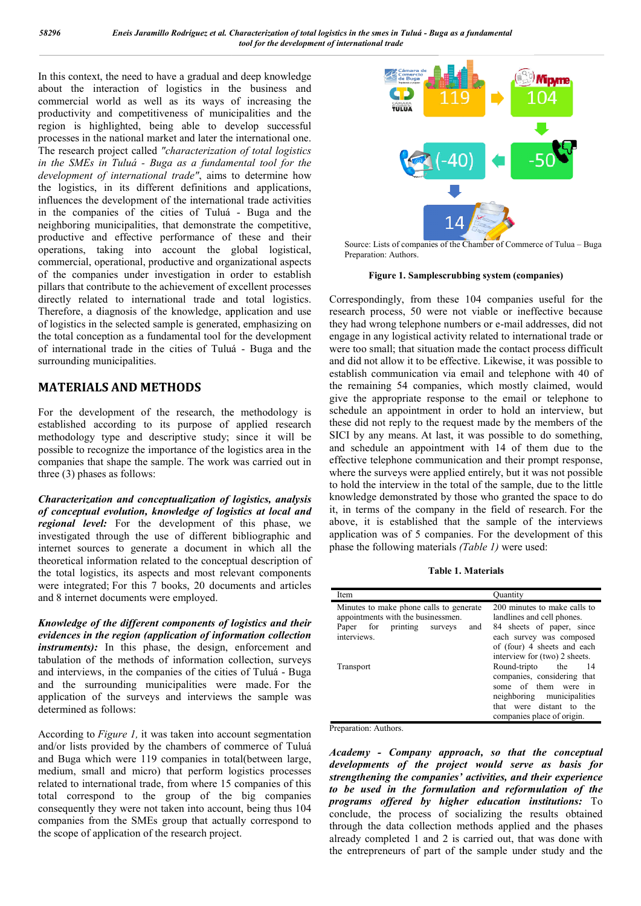In this context, the need to have a gradual and deep knowledge about the interaction of logistics in the business and commercial world as well as its ways of increasing the productivity and competitiveness of municipalities and the region is highlighted, being able to develop successful processes in the national market and later the international one. The research project called *"characterization of total logistics in the SMEs in Tuluá - Buga as a fundamental tool for the development of international trade"*, aims to determine how the logistics, in its different definitions and applications, influences the development of the international trade activities in the companies of the cities of Tuluá - Buga and the neighboring municipalities, that demonstrate the competitive, productive and effective performance of these and their operations, taking into account the global logistical, commercial, operational, productive and organizational aspects of the companies under investigation in order to establish pillars that contribute to the achievement of excellent processes directly related to international trade and total logistics. Therefore, a diagnosis of the knowledge, application and use of logistics in the selected sample is generated, emphasizing on the total conception as a fundamental tool for the development of international trade in the cities of Tuluá - Buga and the surrounding municipalities.

## MATERIALS AND METHODS

For the development of the research, the methodology is established according to its purpose of applied research methodology type and descriptive study; since it will be possible to recognize the importance of the logistics area in the companies that shape the sample. The work was carried out in three (3) phases as follows:

***Characterization and conceptualization of logistics, analysis of conceptual evolution, knowledge of logistics at local and regional level:*** For the development of this phase, we investigated through the use of different bibliographic and internet sources to generate a document in which all the theoretical information related to the conceptual description of the total logistics, its aspects and most relevant components were integrated; For this 7 books, 20 documents and articles and 8 internet documents were employed.

***Knowledge of the different components of logistics and their evidences in the region (application of information collection instruments):*** In this phase, the design, enforcement and tabulation of the methods of information collection, surveys and interviews, in the companies of the cities of Tuluá - Buga and the surrounding municipalities were made. For the application of the surveys and interviews the sample was determined as follows:

According to *Figure 1,* it was taken into account segmentation and/or lists provided by the chambers of commerce of Tuluá and Buga which were 119 companies in total(between large, medium, small and micro) that perform logistics processes related to international trade, from where 15 companies of this total correspond to the group of the big companies consequently they were not taken into account, being thus 104 companies from the SMEs group that actually correspond to the scope of application of the research project.

Source: Lists of companies of the Chamber of Commerce of Tulua – Buga
Preparation: Authors.

**Figure 1. Samplescrubbing system (companies)**

Correspondingly, from these 104 companies useful for the research process, 50 were not viable or ineffective because they had wrong telephone numbers or e-mail addresses, did not engage in any logistical activity related to international trade or were too small; that situation made the contact process difficult and did not allow it to be effective. Likewise, it was possible to establish communication via email and telephone with 40 of the remaining 54 companies, which mostly claimed, would give the appropriate response to the email or telephone to schedule an appointment in order to hold an interview, but these did not reply to the request made by the members of the SICI by any means. At last, it was possible to do something, and schedule an appointment with 14 of them due to the effective telephone communication and their prompt response, where the surveys were applied entirely, but it was not possible to hold the interview in the total of the sample, due to the little knowledge demonstrated by those who granted the space to do it, in terms of the company in the field of research. For the above, it is established that the sample of the interviews application was of 5 companies. For the development of this phase the following materials *(Table 1)* were used:

**Table 1. Materials**

| Item | Quantity |
|---|---|
| Minutes to make phone calls to generate appointments with the businessmen. | 200 minutes to make calls to landlines and cell phones. |
| Paper for printing surveys and interviews. | 84 sheets of paper, since each survey was composed of (four) 4 sheets and each interview for (two) 2 sheets. |
| Transport | Round-tripto the 14 companies, considering that some of them were in neighboring municipalities that were distant to the companies place of origin. |

Preparation: Authors.

***Academy - Company approach, so that the conceptual developments of the project would serve as basis for strengthening the companies' activities, and their experience to be used in the formulation and reformulation of the programs offered by higher education institutions:*** To conclude, the process of socializing the results obtained through the data collection methods applied and the phases already completed 1 and 2 is carried out, that was done with the entrepreneurs of part of the sample under study and the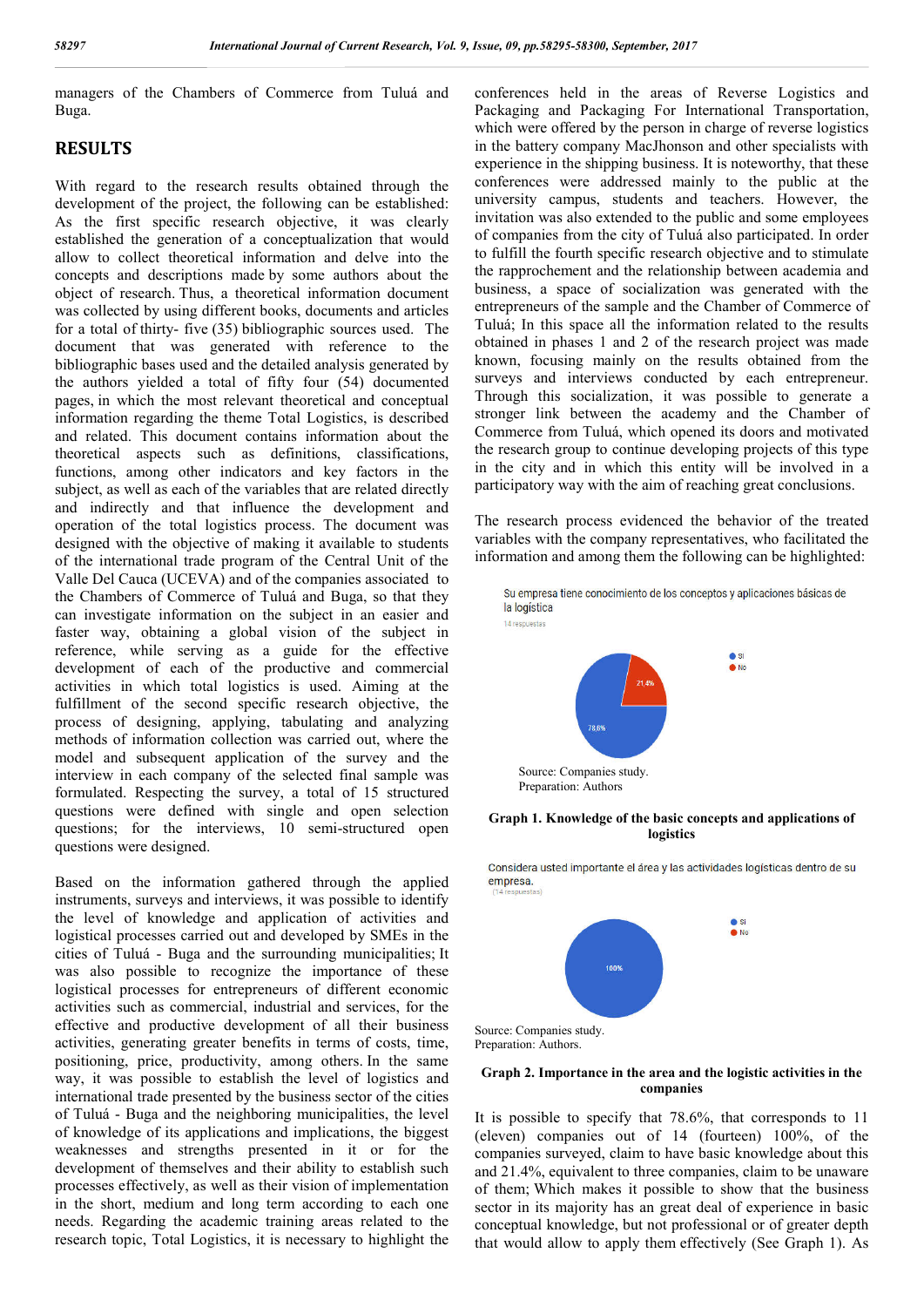managers of the Chambers of Commerce from Tuluá and Buga.

## RESULTS

With regard to the research results obtained through the development of the project, the following can be established: As the first specific research objective, it was clearly established the generation of a conceptualization that would allow to collect theoretical information and delve into the concepts and descriptions made by some authors about the object of research. Thus, a theoretical information document was collected by using different books, documents and articles for a total of thirty- five (35) bibliographic sources used. The document that was generated with reference to the bibliographic bases used and the detailed analysis generated by the authors yielded a total of fifty four (54) documented pages, in which the most relevant theoretical and conceptual information regarding the theme Total Logistics, is described and related. This document contains information about the theoretical aspects such as definitions, classifications, functions, among other indicators and key factors in the subject, as well as each of the variables that are related directly and indirectly and that influence the development and operation of the total logistics process. The document was designed with the objective of making it available to students of the international trade program of the Central Unit of the Valle Del Cauca (UCEVA) and of the companies associated to the Chambers of Commerce of Tuluá and Buga, so that they can investigate information on the subject in an easier and faster way, obtaining a global vision of the subject in reference, while serving as a guide for the effective development of each of the productive and commercial activities in which total logistics is used. Aiming at the fulfillment of the second specific research objective, the process of designing, applying, tabulating and analyzing methods of information collection was carried out, where the model and subsequent application of the survey and the interview in each company of the selected final sample was formulated. Respecting the survey, a total of 15 structured questions were defined with single and open selection questions; for the interviews, 10 semi-structured open questions were designed.

Based on the information gathered through the applied instruments, surveys and interviews, it was possible to identify the level of knowledge and application of activities and logistical processes carried out and developed by SMEs in the cities of Tuluá - Buga and the surrounding municipalities; It was also possible to recognize the importance of these logistical processes for entrepreneurs of different economic activities such as commercial, industrial and services, for the effective and productive development of all their business activities, generating greater benefits in terms of costs, time, positioning, price, productivity, among others. In the same way, it was possible to establish the level of logistics and international trade presented by the business sector of the cities of Tuluá - Buga and the neighboring municipalities, the level of knowledge of its applications and implications, the biggest weaknesses and strengths presented in it or for the development of themselves and their ability to establish such processes effectively, as well as their vision of implementation in the short, medium and long term according to each one needs. Regarding the academic training areas related to the research topic, Total Logistics, it is necessary to highlight the conferences held in the areas of Reverse Logistics and Packaging and Packaging For International Transportation, which were offered by the person in charge of reverse logistics in the battery company MacJhonson and other specialists with experience in the shipping business. It is noteworthy, that these conferences were addressed mainly to the public at the university campus, students and teachers. However, the invitation was also extended to the public and some employees of companies from the city of Tuluá also participated. In order to fulfill the fourth specific research objective and to stimulate the rapprochement and the relationship between academia and business, a space of socialization was generated with the entrepreneurs of the sample and the Chamber of Commerce of Tuluá; In this space all the information related to the results obtained in phases 1 and 2 of the research project was made known, focusing mainly on the results obtained from the surveys and interviews conducted by each entrepreneur. Through this socialization, it was possible to generate a stronger link between the academy and the Chamber of Commerce from Tuluá, which opened its doors and motivated the research group to continue developing projects of this type in the city and in which this entity will be involved in a participatory way with the aim of reaching great conclusions.

The research process evidenced the behavior of the treated variables with the company representatives, who facilitated the information and among them the following can be highlighted:

Su empresa tiene conocimiento de los conceptos y aplicaciones básicas de la logística
14 respuestas

Sí: 78,6%
No: 21,4%

Source: Companies study.
Preparation: Authors

**Graph 1. Knowledge of the basic concepts and applications of logistics**

Considera usted importante el área y las actividades logísticas dentro de su empresa.
(14 respuestas)

Sí: 100%
No

Source: Companies study.
Preparation: Authors.

**Graph 2. Importance in the area and the logistic activities in the companies**

It is possible to specify that 78.6%, that corresponds to 11 (eleven) companies out of 14 (fourteen) 100%, of the companies surveyed, claim to have basic knowledge about this and 21.4%, equivalent to three companies, claim to be unaware of them; Which makes it possible to show that the business sector in its majority has an great deal of experience in basic conceptual knowledge, but not professional or of greater depth that would allow to apply them effectively (See Graph 1). As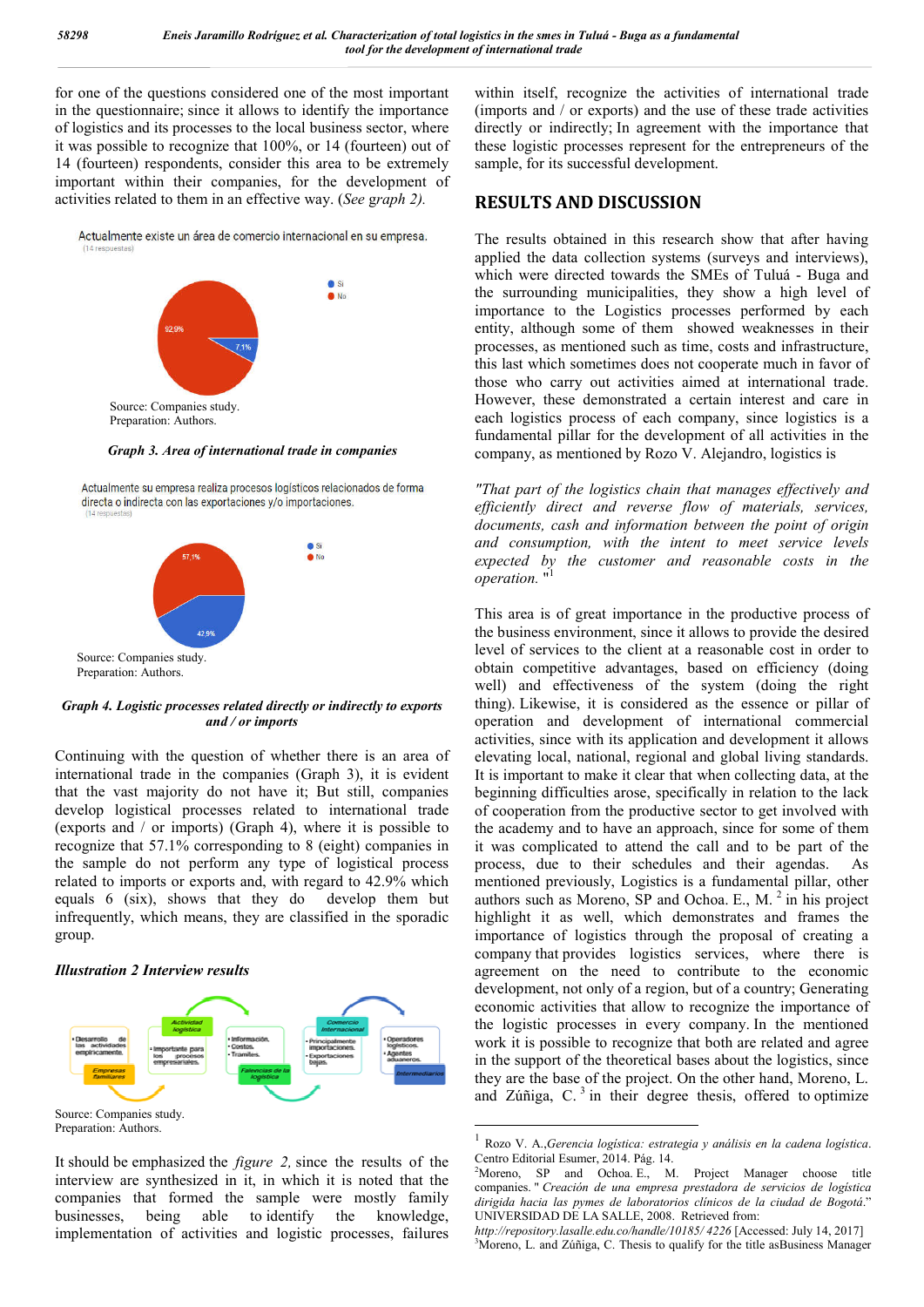for one of the questions considered one of the most important in the questionnaire; since it allows to identify the importance of logistics and its processes to the local business sector, where it was possible to recognize that 100%, or 14 (fourteen) out of 14 (fourteen) respondents, consider this area to be extremely important within their companies, for the development of activities related to them in an effective way. (*See graph 2).*

Source: Companies study.
Preparation: Authors.

***Graph 3. Area of international trade in companies***

Source: Companies study.
Preparation: Authors.

***Graph 4. Logistic processes related directly or indirectly to exports and / or imports***

Continuing with the question of whether there is an area of international trade in the companies (Graph 3), it is evident that the vast majority do not have it; But still, companies develop logistical processes related to international trade (exports and / or imports) (Graph 4), where it is possible to recognize that 57.1% corresponding to 8 (eight) companies in the sample do not perform any type of logistical process related to imports or exports and, with regard to 42.9% which equals 6 (six), shows that they do develop them but infrequently, which means, they are classified in the sporadic group.

***Illustration 2 Interview results***

Source: Companies study.
Preparation: Authors.

It should be emphasized the *figure 2,* since the results of the interview are synthesized in it, in which it is noted that the companies that formed the sample were mostly family businesses, being able to identify the knowledge, implementation of activities and logistic processes, failures within itself, recognize the activities of international trade (imports and / or exports) and the use of these trade activities directly or indirectly; In agreement with the importance that these logistic processes represent for the entrepreneurs of the sample, for its successful development.

## RESULTS AND DISCUSSION

The results obtained in this research show that after having applied the data collection systems (surveys and interviews), which were directed towards the SMEs of Tuluá - Buga and the surrounding municipalities, they show a high level of importance to the Logistics processes performed by each entity, although some of them showed weaknesses in their processes, as mentioned such as time, costs and infrastructure, this last which sometimes does not cooperate much in favor of those who carry out activities aimed at international trade. However, these demonstrated a certain interest and care in each logistics process of each company, since logistics is a fundamental pillar for the development of all activities in the company, as mentioned by Rozo V. Alejandro, logistics is

*"That part of the logistics chain that manages effectively and efficiently direct and reverse flow of materials, services, documents, cash and information between the point of origin and consumption, with the intent to meet service levels expected by the customer and reasonable costs in the operation.* "[1]

This area is of great importance in the productive process of the business environment, since it allows to provide the desired level of services to the client at a reasonable cost in order to obtain competitive advantages, based on efficiency (doing well) and effectiveness of the system (doing the right thing). Likewise, it is considered as the essence or pillar of operation and development of international commercial activities, since with its application and development it allows elevating local, national, regional and global living standards. It is important to make it clear that when collecting data, at the beginning difficulties arose, specifically in relation to the lack of cooperation from the productive sector to get involved with the academy and to have an approach, since for some of them it was complicated to attend the call and to be part of the process, due to their schedules and their agendas. As mentioned previously, Logistics is a fundamental pillar, other authors such as Moreno, SP and Ochoa. E., M. [2] in his project highlight it as well, which demonstrates and frames the importance of logistics through the proposal of creating a company that provides logistics services, where there is agreement on the need to contribute to the economic development, not only of a region, but of a country; Generating economic activities that allow to recognize the importance of the logistic processes in every company. In the mentioned work it is possible to recognize that both are related and agree in the support of the theoretical bases about the logistics, since they are the base of the project. On the other hand, Moreno, L. and Zúñiga, C. [3] in their degree thesis, offered to optimize

---

[1] Rozo V. A.,*Gerencia logística: estrategia y análisis en la cadena logística*. Centro Editorial Esumer, 2014. Pág. 14.

[2]Moreno, SP and Ochoa. E., M. Project Manager choose title companies. " *Creación de una empresa prestadora de servicios de logística dirigida hacia las pymes de laboratorios clínicos de la ciudad de Bogotá*." UNIVERSIDAD DE LA SALLE, 2008. Retrieved from: *http://repository.lasalle.edu.co/handle/10185/ 4226* [Accessed: July 14, 2017]

[3]Moreno, L. and Zúñiga, C. Thesis to qualify for the title asBusiness Manager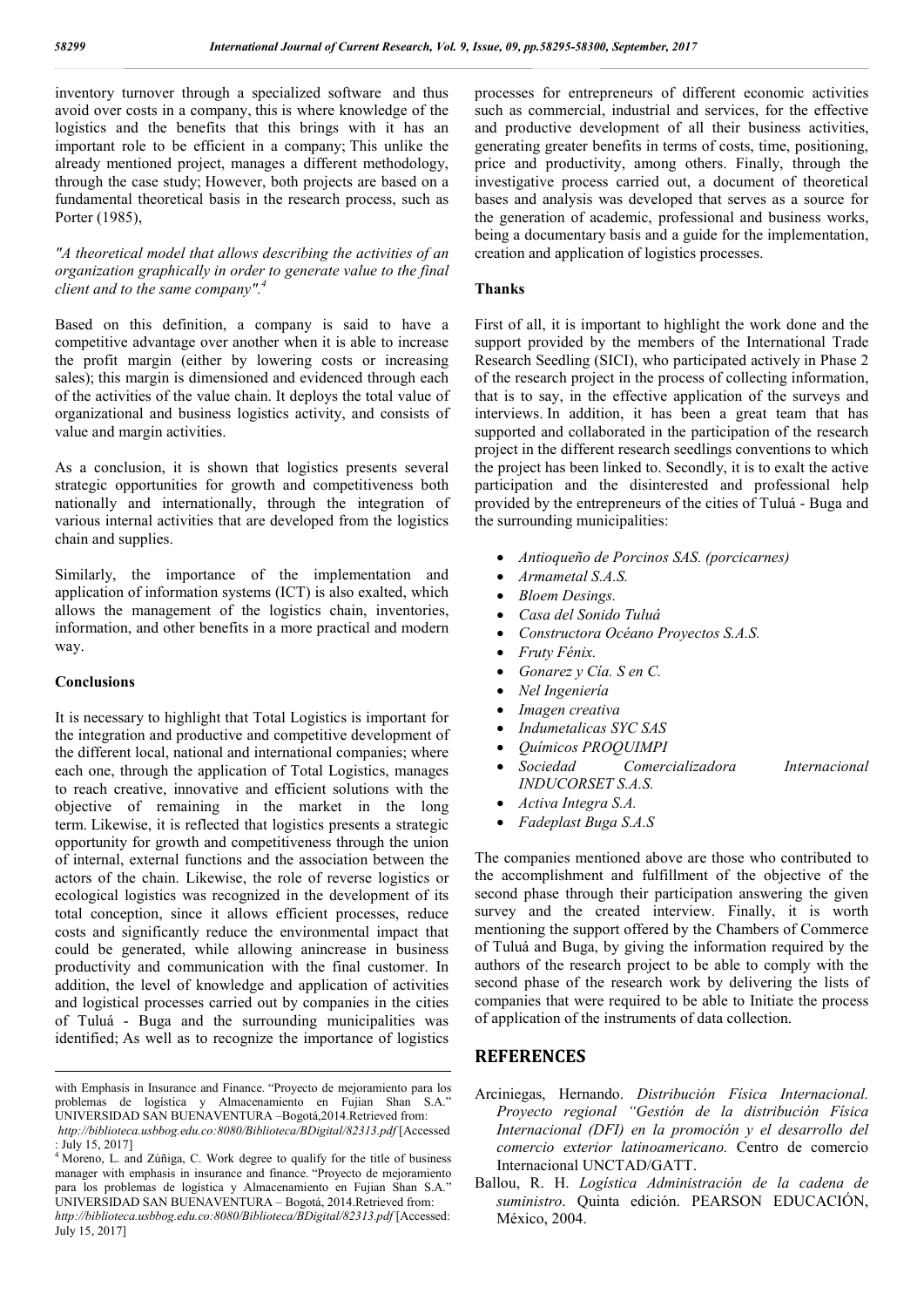inventory turnover through a specialized software and thus avoid over costs in a company, this is where knowledge of the logistics and the benefits that this brings with it has an important role to be efficient in a company; This unlike the already mentioned project, manages a different methodology, through the case study; However, both projects are based on a fundamental theoretical basis in the research process, such as Porter (1985),

*"A theoretical model that allows describing the activities of an organization graphically in order to generate value to the final client and to the same company".*[4]

Based on this definition, a company is said to have a competitive advantage over another when it is able to increase the profit margin (either by lowering costs or increasing sales); this margin is dimensioned and evidenced through each of the activities of the value chain. It deploys the total value of organizational and business logistics activity, and consists of value and margin activities.

As a conclusion, it is shown that logistics presents several strategic opportunities for growth and competitiveness both nationally and internationally, through the integration of various internal activities that are developed from the logistics chain and supplies.

Similarly, the importance of the implementation and application of information systems (ICT) is also exalted, which allows the management of the logistics chain, inventories, information, and other benefits in a more practical and modern way.

## Conclusions

It is necessary to highlight that Total Logistics is important for the integration and productive and competitive development of the different local, national and international companies; where each one, through the application of Total Logistics, manages to reach creative, innovative and efficient solutions with the objective of remaining in the market in the long term. Likewise, it is reflected that logistics presents a strategic opportunity for growth and competitiveness through the union of internal, external functions and the association between the actors of the chain. Likewise, the role of reverse logistics or ecological logistics was recognized in the development of its total conception, since it allows efficient processes, reduce costs and significantly reduce the environmental impact that could be generated, while allowing anincrease in business productivity and communication with the final customer. In addition, the level of knowledge and application of activities and logistical processes carried out by companies in the cities of Tuluá - Buga and the surrounding municipalities was identified; As well as to recognize the importance of logistics processes for entrepreneurs of different economic activities such as commercial, industrial and services, for the effective and productive development of all their business activities, generating greater benefits in terms of costs, time, positioning, price and productivity, among others. Finally, through the investigative process carried out, a document of theoretical bases and analysis was developed that serves as a source for the generation of academic, professional and business works, being a documentary basis and a guide for the implementation, creation and application of logistics processes.

## Thanks

First of all, it is important to highlight the work done and the support provided by the members of the International Trade Research Seedling (SICI), who participated actively in Phase 2 of the research project in the process of collecting information, that is to say, in the effective application of the surveys and interviews. In addition, it has been a great team that has supported and collaborated in the participation of the research project in the different research seedlings conventions to which the project has been linked to. Secondly, it is to exalt the active participation and the disinterested and professional help provided by the entrepreneurs of the cities of Tuluá - Buga and the surrounding municipalities:

- *Antioqueño de Porcinos SAS. (porcicarnes)*
- *Armametal S.A.S.*
- *Bloem Desings.*
- *Casa del Sonido Tuluá*
- *Constructora Océano Proyectos S.A.S.*
- *Fruty Fénix.*
- *Gonarez y Cía. S en C.*
- *Nel Ingeniería*
- *Imagen creativa*
- *Indumetalicas SYC SAS*
- *Químicos PROQUIMPI*
- *Sociedad Comercializadora Internacional INDUCORSET S.A.S.*
- *Activa Integra S.A.*
- *Fadeplast Buga S.A.S*

The companies mentioned above are those who contributed to the accomplishment and fulfillment of the objective of the second phase through their participation answering the given survey and the created interview. Finally, it is worth mentioning the support offered by the Chambers of Commerce of Tuluá and Buga, by giving the information required by the authors of the research project to be able to comply with the second phase of the research work by delivering the lists of companies that were required to be able to Initiate the process of application of the instruments of data collection.

# REFERENCES

Arciniegas, Hernando. *Distribución Física Internacional. Proyecto regional "Gestión de la distribución Física Internacional (DFI) en la promoción y el desarrollo del comercio exterior latinoamericano.* Centro de comercio Internacional UNCTAD/GATT.

Ballou, R. H. *Logística Administración de la cadena de suministro*. Quinta edición. PEARSON EDUCACIÓN, México, 2004.

---

with Emphasis in Insurance and Finance. "Proyecto de mejoramiento para los problemas de logística y Almacenamiento en Fujian Shan S.A." UNIVERSIDAD SAN BUENAVENTURA –Bogotá,2014.Retrieved from: *http://biblioteca.usbbog.edu.co:8080/Biblioteca/BDigital/82313.pdf* [Accessed : July 15, 2017]

[4] Moreno, L. and Zúñiga, C. Work degree to qualify for the title of business manager with emphasis in insurance and finance. "Proyecto de mejoramiento para los problemas de logística y Almacenamiento en Fujian Shan S.A." UNIVERSIDAD SAN BUENAVENTURA – Bogotá, 2014.Retrieved from: *http://biblioteca.usbbog.edu.co:8080/Biblioteca/BDigital/82313.pdf* [Accessed: July 15, 2017]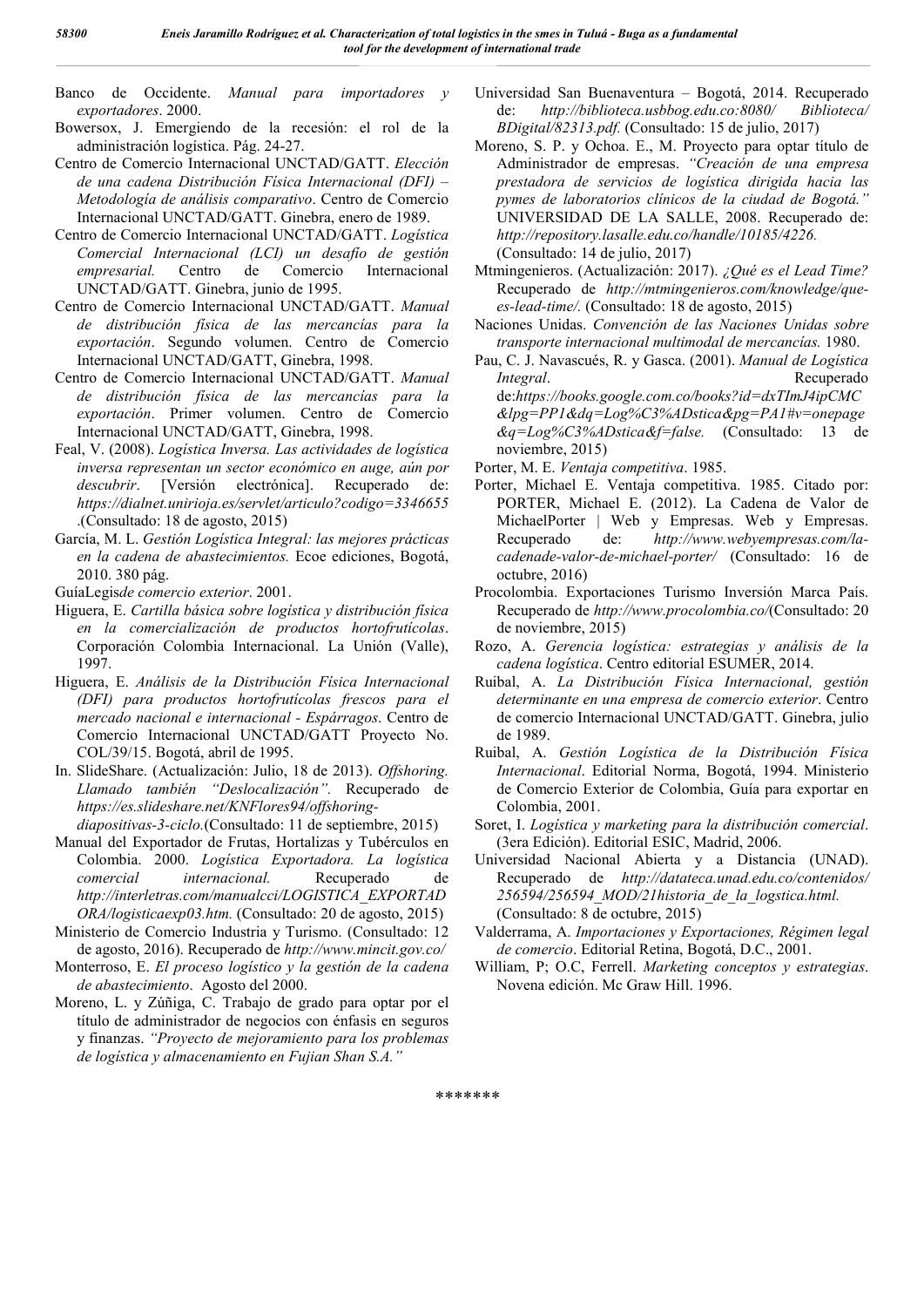Banco de Occidente. *Manual para importadores y exportadores*. 2000.

Bowersox, J. Emergiendo de la recesión: el rol de la administración logística. Pág. 24-27.

Centro de Comercio Internacional UNCTAD/GATT. *Elección de una cadena Distribución Física Internacional (DFI) – Metodología de análisis comparativo*. Centro de Comercio Internacional UNCTAD/GATT. Ginebra, enero de 1989.

Centro de Comercio Internacional UNCTAD/GATT. *Logística Comercial Internacional (LCI) un desafío de gestión empresarial.* Centro de Comercio Internacional UNCTAD/GATT. Ginebra, junio de 1995.

Centro de Comercio Internacional UNCTAD/GATT. *Manual de distribución física de las mercancías para la exportación*. Segundo volumen. Centro de Comercio Internacional UNCTAD/GATT, Ginebra, 1998.

Centro de Comercio Internacional UNCTAD/GATT. *Manual de distribución física de las mercancías para la exportación*. Primer volumen. Centro de Comercio Internacional UNCTAD/GATT, Ginebra, 1998.

Feal, V. (2008). *Logística Inversa. Las actividades de logística inversa representan un sector económico en auge, aún por descubrir*. [Versión electrónica]. Recuperado de: *https://dialnet.unirioja.es/servlet/articulo?codigo=3346655* .(Consultado: 18 de agosto, 2015)

García, M. L. *Gestión Logística Integral: las mejores prácticas en la cadena de abastecimientos.* Ecoe ediciones, Bogotá, 2010. 380 pág.

GuíaLegis*de comercio exterior*. 2001.

Higuera, E. *Cartilla básica sobre logística y distribución física en la comercialización de productos hortofrutícolas*. Corporación Colombia Internacional. La Unión (Valle), 1997.

Higuera, E. *Análisis de la Distribución Física Internacional (DFI) para productos hortofrutícolas frescos para el mercado nacional e internacional - Espárragos*. Centro de Comercio Internacional UNCTAD/GATT Proyecto No. COL/39/15. Bogotá, abril de 1995.

In. SlideShare. (Actualización: Julio, 18 de 2013). *Offshoring. Llamado también "Deslocalización".* Recuperado de *https://es.slideshare.net/KNFlores94/offshoring-diapositivas-3-ciclo.*(Consultado: 11 de septiembre, 2015)

Manual del Exportador de Frutas, Hortalizas y Tubérculos en Colombia. 2000. *Logística Exportadora. La logística comercial internacional.* Recuperado de *http://interletras.com/manualcci/LOGISTICA_EXPORTADORA/logisticaexp03.htm.* (Consultado: 20 de agosto, 2015)

Ministerio de Comercio Industria y Turismo. (Consultado: 12 de agosto, 2016). Recuperado de *http://www.mincit.gov.co/*

Monterroso, E. *El proceso logístico y la gestión de la cadena de abastecimiento*. Agosto del 2000.

Moreno, L. y Zúñiga, C. Trabajo de grado para optar por el título de administrador de negocios con énfasis en seguros y finanzas. *"Proyecto de mejoramiento para los problemas de logística y almacenamiento en Fujian Shan S.A."* Universidad San Buenaventura – Bogotá, 2014. Recuperado de: *http://biblioteca.usbbog.edu.co:8080/ Biblioteca/ BDigital/82313.pdf.* (Consultado: 15 de julio, 2017)

Moreno, S. P. y Ochoa. E., M. Proyecto para optar título de Administrador de empresas. *"Creación de una empresa prestadora de servicios de logística dirigida hacia las pymes de laboratorios clínicos de la ciudad de Bogotá."* UNIVERSIDAD DE LA SALLE, 2008. Recuperado de: *http://repository.lasalle.edu.co/handle/10185/4226.* (Consultado: 14 de julio, 2017)

Mtmingenieros. (Actualización: 2017). *¿Qué es el Lead Time?* Recuperado de *http://mtmingenieros.com/knowledge/que-es-lead-time/.* (Consultado: 18 de agosto, 2015)

Naciones Unidas. *Convención de las Naciones Unidas sobre transporte internacional multimodal de mercancías.* 1980.

Pau, C. J. Navascués, R. y Gasca. (2001). *Manual de Logística Integral*. Recuperado de:*https://books.google.com.co/books?id=dxTImJ4ipCMC&lpg=PP1&dq=Log%C3%ADstica&pg=PA1#v=onepage&q=Log%C3%ADstica&f=false.* (Consultado: 13 de noviembre, 2015)

Porter, M. E. *Ventaja competitiva*. 1985.

Porter, Michael E. Ventaja competitiva. 1985. Citado por: PORTER, Michael E. (2012). La Cadena de Valor de MichaelPorter | Web y Empresas. Web y Empresas. Recuperado de: *http://www.webyempresas.com/la-cadenade-valor-de-michael-porter/* (Consultado: 16 de octubre, 2016)

Procolombia. Exportaciones Turismo Inversión Marca País. Recuperado de *http://www.procolombia.co/*(Consultado: 20 de noviembre, 2015)

Rozo, A. *Gerencia logística: estrategias y análisis de la cadena logística*. Centro editorial ESUMER, 2014.

Ruibal, A. *La Distribución Física Internacional, gestión determinante en una empresa de comercio exterior*. Centro de comercio Internacional UNCTAD/GATT. Ginebra, julio de 1989.

Ruibal, A. *Gestión Logística de la Distribución Física Internacional*. Editorial Norma, Bogotá, 1994. Ministerio de Comercio Exterior de Colombia, Guía para exportar en Colombia, 2001.

Soret, I. *Logística y marketing para la distribución comercial*. (3era Edición). Editorial ESIC, Madrid, 2006.

Universidad Nacional Abierta y a Distancia (UNAD). Recuperado de *http://datateca.unad.edu.co/contenidos/256594/256594_MOD/21historia_de_la_logstica.html.* (Consultado: 8 de octubre, 2015)

Valderrama, A. *Importaciones y Exportaciones, Régimen legal de comercio*. Editorial Retina, Bogotá, D.C., 2001.

William, P; O.C, Ferrell. *Marketing conceptos y estrategias*. Novena edición. Mc Graw Hill. 1996.

*******